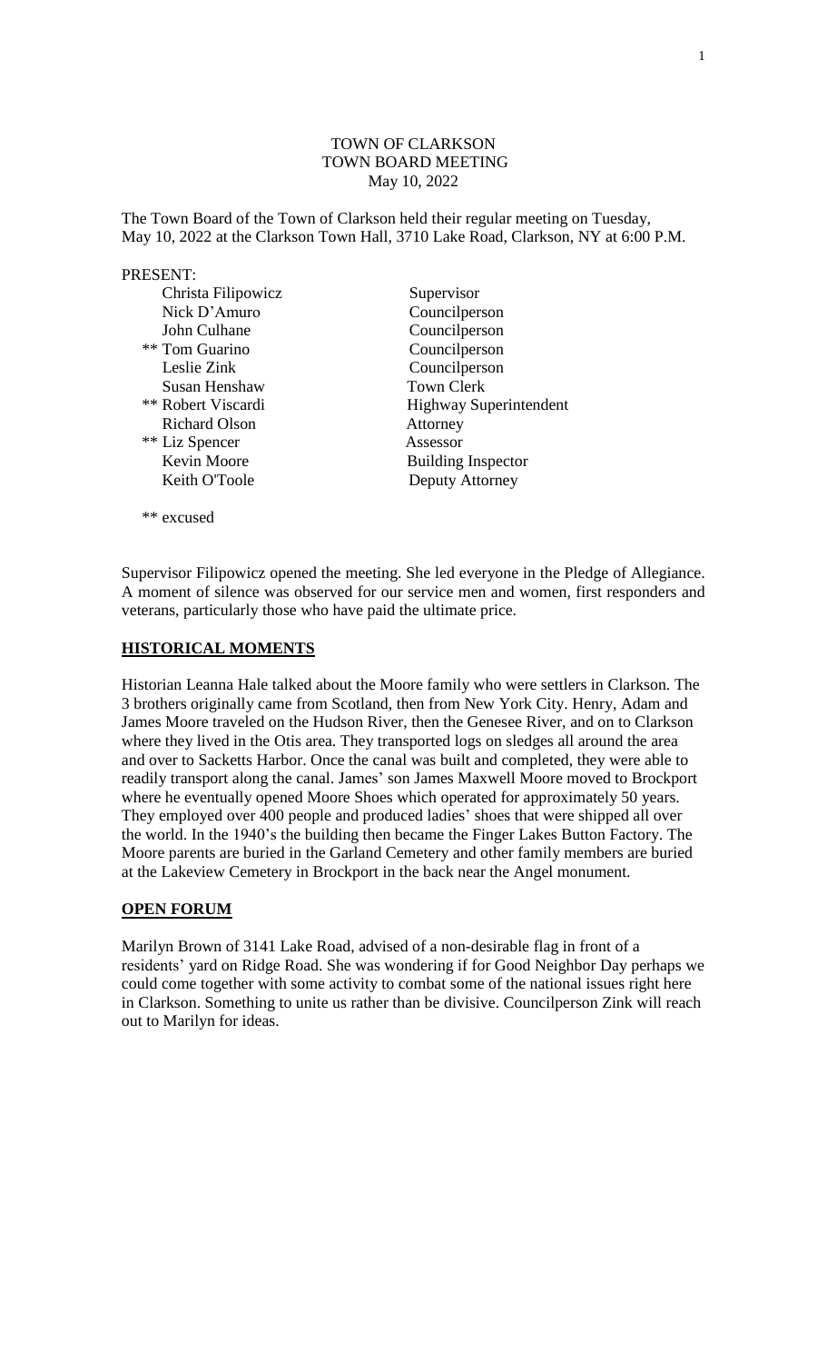# TOWN OF CLARKSON
## TOWN BOARD MEETING
### May 10, 2022

The Town Board of the Town of Clarkson held their regular meeting on Tuesday, May 10, 2022 at the Clarkson Town Hall, 3710 Lake Road, Clarkson, NY at 6:00 P.M.

PRESENT:

| | |
|---|---|
| Christa Filipowicz | Supervisor |
| Nick D'Amuro | Councilperson |
| John Culhane | Councilperson |
| ** Tom Guarino | Councilperson |
| Leslie Zink | Councilperson |
| Susan Henshaw | Town Clerk |
| ** Robert Viscardi | Highway Superintendent |
| Richard Olson | Attorney |
| ** Liz Spencer | Assessor |
| Kevin Moore | Building Inspector |
| Keith O'Toole | Deputy Attorney |

** excused

Supervisor Filipowicz opened the meeting. She led everyone in the Pledge of Allegiance. A moment of silence was observed for our service men and women, first responders and veterans, particularly those who have paid the ultimate price.

**HISTORICAL MOMENTS**

Historian Leanna Hale talked about the Moore family who were settlers in Clarkson. The 3 brothers originally came from Scotland, then from New York City. Henry, Adam and James Moore traveled on the Hudson River, then the Genesee River, and on to Clarkson where they lived in the Otis area. They transported logs on sledges all around the area and over to Sacketts Harbor. Once the canal was built and completed, they were able to readily transport along the canal. James' son James Maxwell Moore moved to Brockport where he eventually opened Moore Shoes which operated for approximately 50 years. They employed over 400 people and produced ladies' shoes that were shipped all over the world. In the 1940's the building then became the Finger Lakes Button Factory. The Moore parents are buried in the Garland Cemetery and other family members are buried at the Lakeview Cemetery in Brockport in the back near the Angel monument.

**OPEN FORUM**

Marilyn Brown of 3141 Lake Road, advised of a non-desirable flag in front of a residents' yard on Ridge Road. She was wondering if for Good Neighbor Day perhaps we could come together with some activity to combat some of the national issues right here in Clarkson. Something to unite us rather than be divisive. Councilperson Zink will reach out to Marilyn for ideas.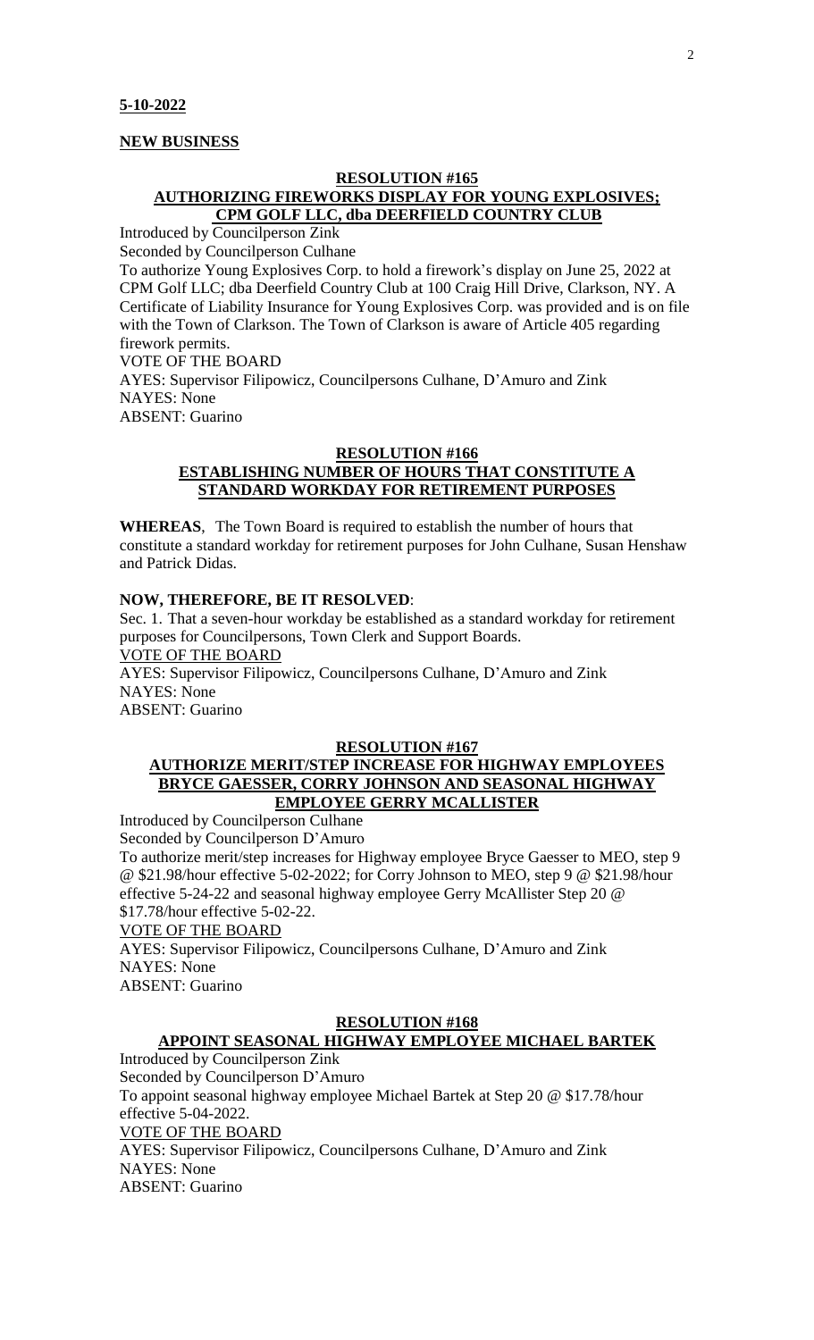**5-10-2022**

**NEW BUSINESS**

**RESOLUTION #165**

**AUTHORIZING FIREWORKS DISPLAY FOR YOUNG EXPLOSIVES; CPM GOLF LLC, dba DEERFIELD COUNTRY CLUB**

Introduced by Councilperson Zink
Seconded by Councilperson Culhane
To authorize Young Explosives Corp. to hold a firework's display on June 25, 2022 at CPM Golf LLC; dba Deerfield Country Club at 100 Craig Hill Drive, Clarkson, NY. A Certificate of Liability Insurance for Young Explosives Corp. was provided and is on file with the Town of Clarkson. The Town of Clarkson is aware of Article 405 regarding firework permits.
VOTE OF THE BOARD
AYES: Supervisor Filipowicz, Councilpersons Culhane, D'Amuro and Zink
NAYES: None
ABSENT: Guarino

**RESOLUTION #166**

**ESTABLISHING NUMBER OF HOURS THAT CONSTITUTE A STANDARD WORKDAY FOR RETIREMENT PURPOSES**

**WHEREAS**, The Town Board is required to establish the number of hours that constitute a standard workday for retirement purposes for John Culhane, Susan Henshaw and Patrick Didas.

**NOW, THEREFORE, BE IT RESOLVED**:

Sec. 1. That a seven-hour workday be established as a standard workday for retirement purposes for Councilpersons, Town Clerk and Support Boards.
VOTE OF THE BOARD
AYES: Supervisor Filipowicz, Councilpersons Culhane, D'Amuro and Zink
NAYES: None
ABSENT: Guarino

**RESOLUTION #167**

**AUTHORIZE MERIT/STEP INCREASE FOR HIGHWAY EMPLOYEES BRYCE GAESSER, CORRY JOHNSON AND SEASONAL HIGHWAY EMPLOYEE GERRY MCALLISTER**

Introduced by Councilperson Culhane
Seconded by Councilperson D'Amuro
To authorize merit/step increases for Highway employee Bryce Gaesser to MEO, step 9 @ $21.98/hour effective 5-02-2022; for Corry Johnson to MEO, step 9 @ $21.98/hour effective 5-24-22 and seasonal highway employee Gerry McAllister Step 20 @ $17.78/hour effective 5-02-22.
VOTE OF THE BOARD
AYES: Supervisor Filipowicz, Councilpersons Culhane, D'Amuro and Zink
NAYES: None
ABSENT: Guarino

**RESOLUTION #168**

**APPOINT SEASONAL HIGHWAY EMPLOYEE MICHAEL BARTEK**

Introduced by Councilperson Zink
Seconded by Councilperson D'Amuro
To appoint seasonal highway employee Michael Bartek at Step 20 @ $17.78/hour effective 5-04-2022.
VOTE OF THE BOARD
AYES: Supervisor Filipowicz, Councilpersons Culhane, D'Amuro and Zink
NAYES: None
ABSENT: Guarino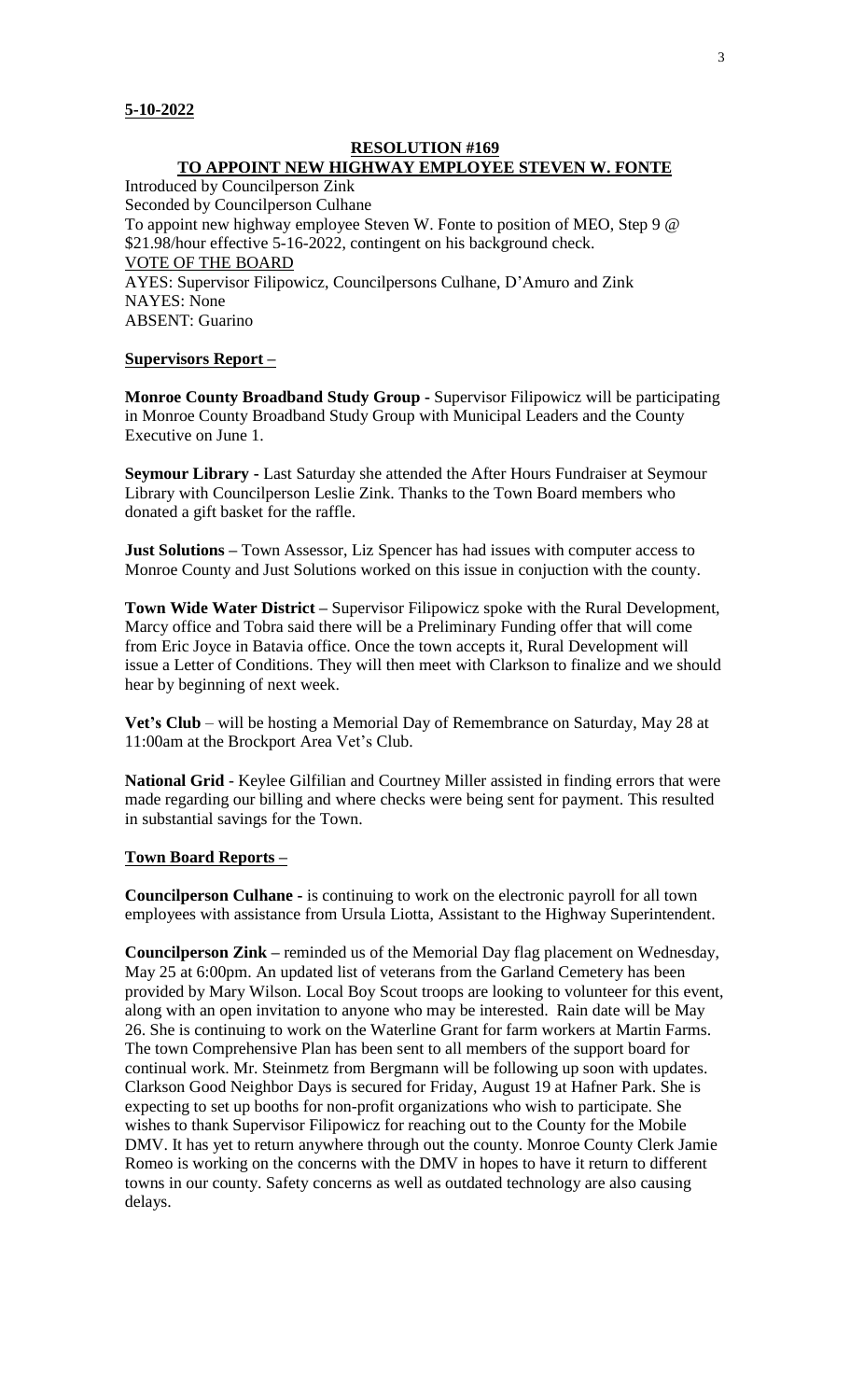**5-10-2022**

**RESOLUTION #169**
**TO APPOINT NEW HIGHWAY EMPLOYEE STEVEN W. FONTE**

Introduced by Councilperson Zink
Seconded by Councilperson Culhane
To appoint new highway employee Steven W. Fonte to position of MEO, Step 9 @ $21.98/hour effective 5-16-2022, contingent on his background check.
VOTE OF THE BOARD
AYES: Supervisor Filipowicz, Councilpersons Culhane, D'Amuro and Zink
NAYES: None
ABSENT: Guarino

**Supervisors Report –**

**Monroe County Broadband Study Group -** Supervisor Filipowicz will be participating in Monroe County Broadband Study Group with Municipal Leaders and the County Executive on June 1.

**Seymour Library -** Last Saturday she attended the After Hours Fundraiser at Seymour Library with Councilperson Leslie Zink. Thanks to the Town Board members who donated a gift basket for the raffle.

**Just Solutions –** Town Assessor, Liz Spencer has had issues with computer access to Monroe County and Just Solutions worked on this issue in conjuction with the county.

**Town Wide Water District –** Supervisor Filipowicz spoke with the Rural Development, Marcy office and Tobra said there will be a Preliminary Funding offer that will come from Eric Joyce in Batavia office. Once the town accepts it, Rural Development will issue a Letter of Conditions. They will then meet with Clarkson to finalize and we should hear by beginning of next week.

**Vet's Club** – will be hosting a Memorial Day of Remembrance on Saturday, May 28 at 11:00am at the Brockport Area Vet's Club.

**National Grid** - Keylee Gilfilian and Courtney Miller assisted in finding errors that were made regarding our billing and where checks were being sent for payment. This resulted in substantial savings for the Town.

**Town Board Reports –**

**Councilperson Culhane -** is continuing to work on the electronic payroll for all town employees with assistance from Ursula Liotta, Assistant to the Highway Superintendent.

**Councilperson Zink –** reminded us of the Memorial Day flag placement on Wednesday, May 25 at 6:00pm. An updated list of veterans from the Garland Cemetery has been provided by Mary Wilson. Local Boy Scout troops are looking to volunteer for this event, along with an open invitation to anyone who may be interested. Rain date will be May 26. She is continuing to work on the Waterline Grant for farm workers at Martin Farms. The town Comprehensive Plan has been sent to all members of the support board for continual work. Mr. Steinmetz from Bergmann will be following up soon with updates. Clarkson Good Neighbor Days is secured for Friday, August 19 at Hafner Park. She is expecting to set up booths for non-profit organizations who wish to participate. She wishes to thank Supervisor Filipowicz for reaching out to the County for the Mobile DMV. It has yet to return anywhere through out the county. Monroe County Clerk Jamie Romeo is working on the concerns with the DMV in hopes to have it return to different towns in our county. Safety concerns as well as outdated technology are also causing delays.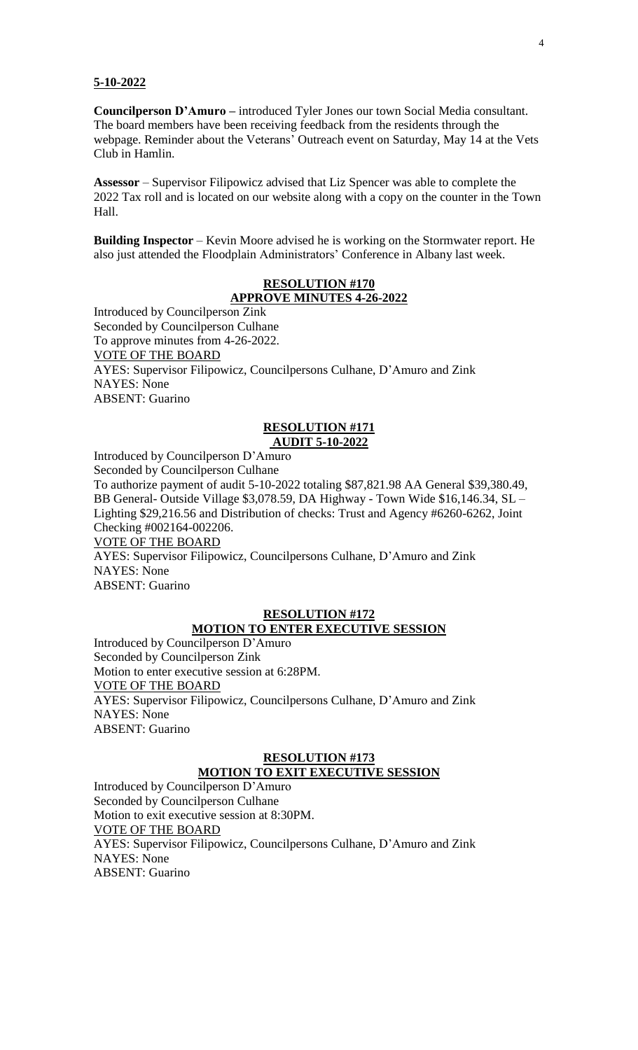**5-10-2022**

**Councilperson D'Amuro –** introduced Tyler Jones our town Social Media consultant. The board members have been receiving feedback from the residents through the webpage. Reminder about the Veterans' Outreach event on Saturday, May 14 at the Vets Club in Hamlin.

**Assessor** – Supervisor Filipowicz advised that Liz Spencer was able to complete the 2022 Tax roll and is located on our website along with a copy on the counter in the Town Hall.

**Building Inspector** – Kevin Moore advised he is working on the Stormwater report. He also just attended the Floodplain Administrators' Conference in Albany last week.

**RESOLUTION #170**
**APPROVE MINUTES 4-26-2022**

Introduced by Councilperson Zink
Seconded by Councilperson Culhane
To approve minutes from 4-26-2022.
VOTE OF THE BOARD
AYES: Supervisor Filipowicz, Councilpersons Culhane, D'Amuro and Zink
NAYES: None
ABSENT: Guarino

**RESOLUTION #171**
**AUDIT 5-10-2022**

Introduced by Councilperson D'Amuro
Seconded by Councilperson Culhane
To authorize payment of audit 5-10-2022 totaling $87,821.98 AA General $39,380.49, BB General- Outside Village $3,078.59, DA Highway - Town Wide $16,146.34, SL – Lighting $29,216.56 and Distribution of checks: Trust and Agency #6260-6262, Joint Checking #002164-002206.
VOTE OF THE BOARD
AYES: Supervisor Filipowicz, Councilpersons Culhane, D'Amuro and Zink
NAYES: None
ABSENT: Guarino

**RESOLUTION #172**
**MOTION TO ENTER EXECUTIVE SESSION**

Introduced by Councilperson D'Amuro
Seconded by Councilperson Zink
Motion to enter executive session at 6:28PM.
VOTE OF THE BOARD
AYES: Supervisor Filipowicz, Councilpersons Culhane, D'Amuro and Zink
NAYES: None
ABSENT: Guarino

**RESOLUTION #173**
**MOTION TO EXIT EXECUTIVE SESSION**

Introduced by Councilperson D'Amuro
Seconded by Councilperson Culhane
Motion to exit executive session at 8:30PM.
VOTE OF THE BOARD
AYES: Supervisor Filipowicz, Councilpersons Culhane, D'Amuro and Zink
NAYES: None
ABSENT: Guarino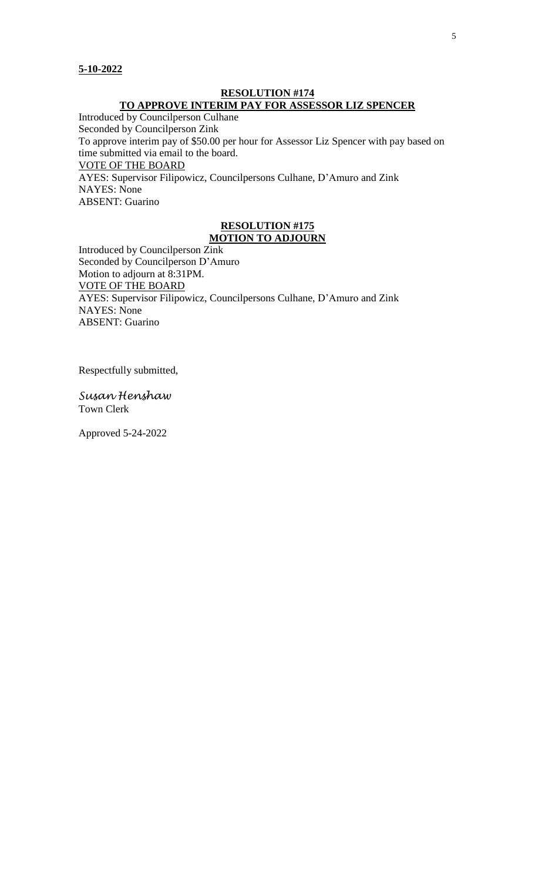**5-10-2022**

**RESOLUTION #174**
**TO APPROVE INTERIM PAY FOR ASSESSOR LIZ SPENCER**

Introduced by Councilperson Culhane
Seconded by Councilperson Zink
To approve interim pay of $50.00 per hour for Assessor Liz Spencer with pay based on time submitted via email to the board.
VOTE OF THE BOARD
AYES: Supervisor Filipowicz, Councilpersons Culhane, D'Amuro and Zink
NAYES: None
ABSENT: Guarino

**RESOLUTION #175**
**MOTION TO ADJOURN**

Introduced by Councilperson Zink
Seconded by Councilperson D'Amuro
Motion to adjourn at 8:31PM.
VOTE OF THE BOARD
AYES: Supervisor Filipowicz, Councilpersons Culhane, D'Amuro and Zink
NAYES: None
ABSENT: Guarino

Respectfully submitted,

*Susan Henshaw*
Town Clerk

Approved 5-24-2022